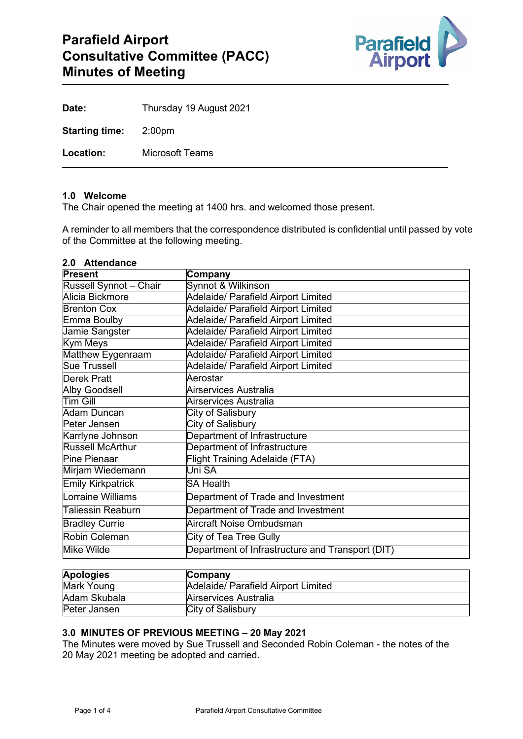# Parafield Airport Consultative Committee (PACC) Minutes of Meeting

**Date:** Thursday 19 August 2021

**Starting time:** 2:00pm

**Location:** Microsoft Teams

### 1.0 Welcome

The Chair opened the meeting at 1400 hrs. and welcomed those present.

A reminder to all members that the correspondence distributed is confidential until passed by vote of the Committee at the following meeting.

### 2.0 Attendance

| Present | Company |
|---|---|
| Russell Synnot – Chair | Synnot & Wilkinson |
| Alicia Bickmore | Adelaide/ Parafield Airport Limited |
| Brenton Cox | Adelaide/ Parafield Airport Limited |
| Emma Boulby | Adelaide/ Parafield Airport Limited |
| Jamie Sangster | Adelaide/ Parafield Airport Limited |
| Kym Meys | Adelaide/ Parafield Airport Limited |
| Matthew Eygenraam | Adelaide/ Parafield Airport Limited |
| Sue Trussell | Adelaide/ Parafield Airport Limited |
| Derek Pratt | Aerostar |
| Alby Goodsell | Airservices Australia |
| Tim Gill | Airservices Australia |
| Adam Duncan | City of Salisbury |
| Peter Jensen | City of Salisbury |
| Karrlyne Johnson | Department of Infrastructure |
| Russell McArthur | Department of Infrastructure |
| Pine Pienaar | Flight Training Adelaide (FTA) |
| Mirjam Wiedemann | Uni SA |
| Emily Kirkpatrick | SA Health |
| Lorraine Williams | Department of Trade and Investment |
| Taliessin Reaburn | Department of Trade and Investment |
| Bradley Currie | Aircraft Noise Ombudsman |
| Robin Coleman | City of Tea Tree Gully |
| Mike Wilde | Department of Infrastructure and Transport (DIT) |

| Apologies | Company |
|---|---|
| Mark Young | Adelaide/ Parafield Airport Limited |
| Adam Skubala | Airservices Australia |
| Peter Jansen | City of Salisbury |

### 3.0 MINUTES OF PREVIOUS MEETING – 20 May 2021

The Minutes were moved by Sue Trussell and Seconded Robin Coleman - the notes of the 20 May 2021 meeting be adopted and carried.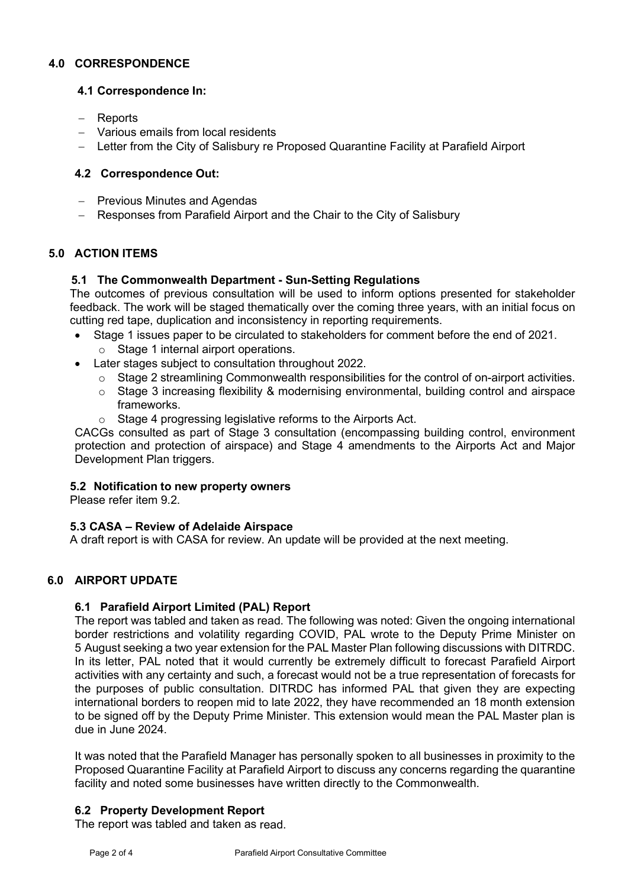## 4.0 CORRESPONDENCE

### 4.1 Correspondence In:

- Reports
- Various emails from local residents
- Letter from the City of Salisbury re Proposed Quarantine Facility at Parafield Airport

### 4.2 Correspondence Out:

- Previous Minutes and Agendas
- Responses from Parafield Airport and the Chair to the City of Salisbury

## 5.0 ACTION ITEMS

### 5.1 The Commonwealth Department - Sun-Setting Regulations

The outcomes of previous consultation will be used to inform options presented for stakeholder feedback. The work will be staged thematically over the coming three years, with an initial focus on cutting red tape, duplication and inconsistency in reporting requirements.

- Stage 1 issues paper to be circulated to stakeholders for comment before the end of 2021.
  - Stage 1 internal airport operations.
- Later stages subject to consultation throughout 2022.
  - Stage 2 streamlining Commonwealth responsibilities for the control of on-airport activities.
  - Stage 3 increasing flexibility & modernising environmental, building control and airspace frameworks.
  - Stage 4 progressing legislative reforms to the Airports Act.

CACGs consulted as part of Stage 3 consultation (encompassing building control, environment protection and protection of airspace) and Stage 4 amendments to the Airports Act and Major Development Plan triggers.

### 5.2 Notification to new property owners

Please refer item 9.2.

### 5.3 CASA – Review of Adelaide Airspace

A draft report is with CASA for review. An update will be provided at the next meeting.

## 6.0 AIRPORT UPDATE

### 6.1 Parafield Airport Limited (PAL) Report

The report was tabled and taken as read. The following was noted: Given the ongoing international border restrictions and volatility regarding COVID, PAL wrote to the Deputy Prime Minister on 5 August seeking a two year extension for the PAL Master Plan following discussions with DITRDC. In its letter, PAL noted that it would currently be extremely difficult to forecast Parafield Airport activities with any certainty and such, a forecast would not be a true representation of forecasts for the purposes of public consultation. DITRDC has informed PAL that given they are expecting international borders to reopen mid to late 2022, they have recommended an 18 month extension to be signed off by the Deputy Prime Minister. This extension would mean the PAL Master plan is due in June 2024.

It was noted that the Parafield Manager has personally spoken to all businesses in proximity to the Proposed Quarantine Facility at Parafield Airport to discuss any concerns regarding the quarantine facility and noted some businesses have written directly to the Commonwealth.

### 6.2 Property Development Report

The report was tabled and taken as read.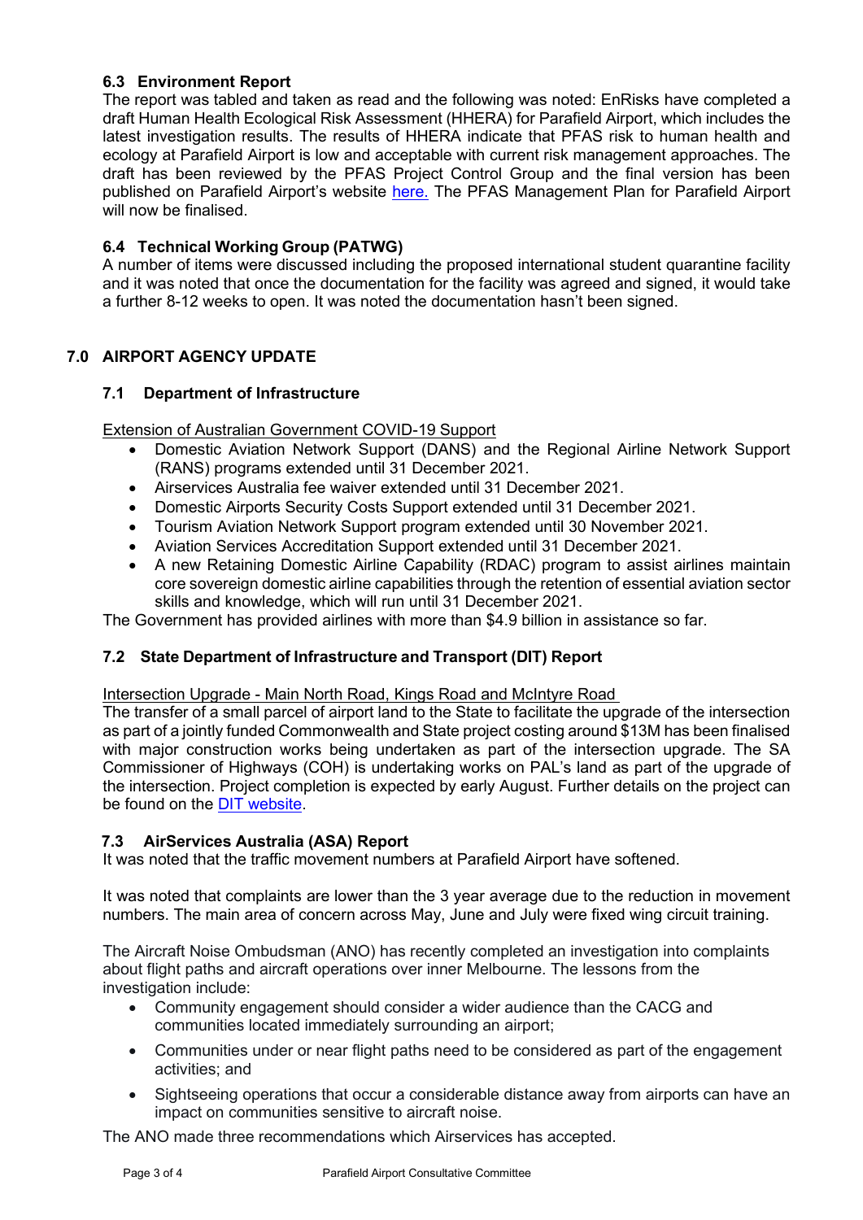### 6.3 Environment Report

The report was tabled and taken as read and the following was noted: EnRisks have completed a draft Human Health Ecological Risk Assessment (HHERA) for Parafield Airport, which includes the latest investigation results. The results of HHERA indicate that PFAS risk to human health and ecology at Parafield Airport is low and acceptable with current risk management approaches. The draft has been reviewed by the PFAS Project Control Group and the final version has been published on Parafield Airport's website here. The PFAS Management Plan for Parafield Airport will now be finalised.

### 6.4 Technical Working Group (PATWG)

A number of items were discussed including the proposed international student quarantine facility and it was noted that once the documentation for the facility was agreed and signed, it would take a further 8-12 weeks to open. It was noted the documentation hasn't been signed.

## 7.0 AIRPORT AGENCY UPDATE

### 7.1 Department of Infrastructure

Extension of Australian Government COVID-19 Support

- Domestic Aviation Network Support (DANS) and the Regional Airline Network Support (RANS) programs extended until 31 December 2021.
- Airservices Australia fee waiver extended until 31 December 2021.
- Domestic Airports Security Costs Support extended until 31 December 2021.
- Tourism Aviation Network Support program extended until 30 November 2021.
- Aviation Services Accreditation Support extended until 31 December 2021.
- A new Retaining Domestic Airline Capability (RDAC) program to assist airlines maintain core sovereign domestic airline capabilities through the retention of essential aviation sector skills and knowledge, which will run until 31 December 2021.

The Government has provided airlines with more than $4.9 billion in assistance so far.

### 7.2 State Department of Infrastructure and Transport (DIT) Report

Intersection Upgrade - Main North Road, Kings Road and McIntyre Road

The transfer of a small parcel of airport land to the State to facilitate the upgrade of the intersection as part of a jointly funded Commonwealth and State project costing around $13M has been finalised with major construction works being undertaken as part of the intersection upgrade. The SA Commissioner of Highways (COH) is undertaking works on PAL's land as part of the upgrade of the intersection. Project completion is expected by early August. Further details on the project can be found on the DIT website.

### 7.3 AirServices Australia (ASA) Report

It was noted that the traffic movement numbers at Parafield Airport have softened.

It was noted that complaints are lower than the 3 year average due to the reduction in movement numbers. The main area of concern across May, June and July were fixed wing circuit training.

The Aircraft Noise Ombudsman (ANO) has recently completed an investigation into complaints about flight paths and aircraft operations over inner Melbourne. The lessons from the investigation include:

- Community engagement should consider a wider audience than the CACG and communities located immediately surrounding an airport;
- Communities under or near flight paths need to be considered as part of the engagement activities; and
- Sightseeing operations that occur a considerable distance away from airports can have an impact on communities sensitive to aircraft noise.

The ANO made three recommendations which Airservices has accepted.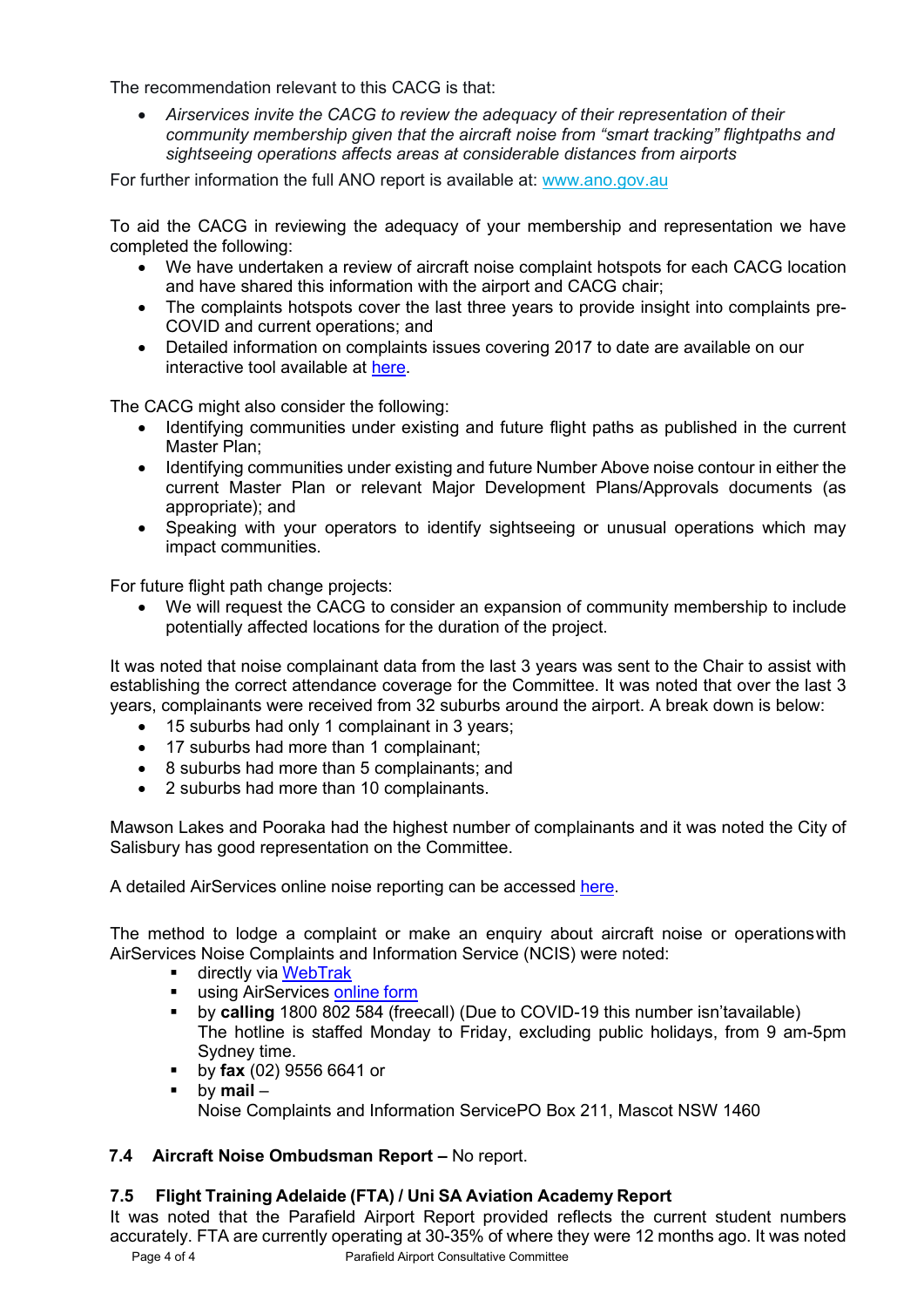The recommendation relevant to this CACG is that:

- *Airservices invite the CACG to review the adequacy of their representation of their community membership given that the aircraft noise from "smart tracking" flightpaths and sightseeing operations affects areas at considerable distances from airports*

For further information the full ANO report is available at: www.ano.gov.au

To aid the CACG in reviewing the adequacy of your membership and representation we have completed the following:

- We have undertaken a review of aircraft noise complaint hotspots for each CACG location and have shared this information with the airport and CACG chair;
- The complaints hotspots cover the last three years to provide insight into complaints pre-COVID and current operations; and
- Detailed information on complaints issues covering 2017 to date are available on our interactive tool available at here.

The CACG might also consider the following:

- Identifying communities under existing and future flight paths as published in the current Master Plan;
- Identifying communities under existing and future Number Above noise contour in either the current Master Plan or relevant Major Development Plans/Approvals documents (as appropriate); and
- Speaking with your operators to identify sightseeing or unusual operations which may impact communities.

For future flight path change projects:

- We will request the CACG to consider an expansion of community membership to include potentially affected locations for the duration of the project.

It was noted that noise complainant data from the last 3 years was sent to the Chair to assist with establishing the correct attendance coverage for the Committee. It was noted that over the last 3 years, complainants were received from 32 suburbs around the airport. A break down is below:

- 15 suburbs had only 1 complainant in 3 years;
- 17 suburbs had more than 1 complainant;
- 8 suburbs had more than 5 complainants; and
- 2 suburbs had more than 10 complainants.

Mawson Lakes and Pooraka had the highest number of complainants and it was noted the City of Salisbury has good representation on the Committee.

A detailed AirServices online noise reporting can be accessed here.

The method to lodge a complaint or make an enquiry about aircraft noise or operationswith AirServices Noise Complaints and Information Service (NCIS) were noted:

- directly via WebTrak
- using AirServices online form
- by **calling** 1800 802 584 (freecall) (Due to COVID-19 this number isn'tavailable)
  The hotline is staffed Monday to Friday, excluding public holidays, from 9 am-5pm Sydney time.
- by **fax** (02) 9556 6641 or
- by **mail** –
  Noise Complaints and Information ServicePO Box 211, Mascot NSW 1460

### 7.4 Aircraft Noise Ombudsman Report – No report.

### 7.5 Flight Training Adelaide (FTA) / Uni SA Aviation Academy Report

It was noted that the Parafield Airport Report provided reflects the current student numbers accurately. FTA are currently operating at 30-35% of where they were 12 months ago. It was noted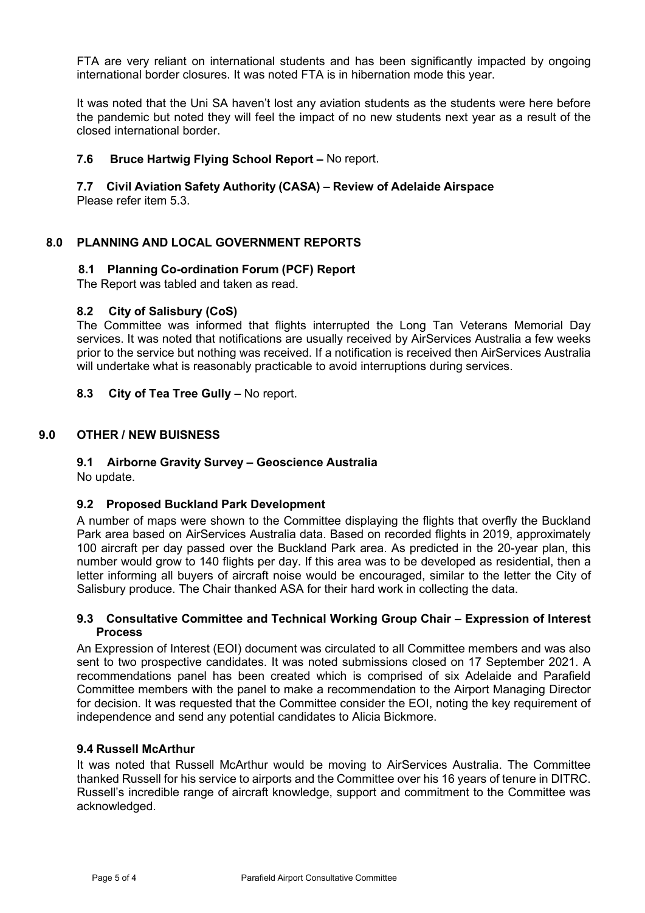FTA are very reliant on international students and has been significantly impacted by ongoing international border closures. It was noted FTA is in hibernation mode this year.

It was noted that the Uni SA haven't lost any aviation students as the students were here before the pandemic but noted they will feel the impact of no new students next year as a result of the closed international border.

### 7.6 Bruce Hartwig Flying School Report – No report.

### 7.7 Civil Aviation Safety Authority (CASA) – Review of Adelaide Airspace

Please refer item 5.3.

## 8.0 PLANNING AND LOCAL GOVERNMENT REPORTS

### 8.1 Planning Co-ordination Forum (PCF) Report

The Report was tabled and taken as read.

### 8.2 City of Salisbury (CoS)

The Committee was informed that flights interrupted the Long Tan Veterans Memorial Day services. It was noted that notifications are usually received by AirServices Australia a few weeks prior to the service but nothing was received. If a notification is received then AirServices Australia will undertake what is reasonably practicable to avoid interruptions during services.

### 8.3 City of Tea Tree Gully – No report.

## 9.0 OTHER / NEW BUISNESS

### 9.1 Airborne Gravity Survey – Geoscience Australia

No update.

### 9.2 Proposed Buckland Park Development

A number of maps were shown to the Committee displaying the flights that overfly the Buckland Park area based on AirServices Australia data. Based on recorded flights in 2019, approximately 100 aircraft per day passed over the Buckland Park area. As predicted in the 20-year plan, this number would grow to 140 flights per day. If this area was to be developed as residential, then a letter informing all buyers of aircraft noise would be encouraged, similar to the letter the City of Salisbury produce. The Chair thanked ASA for their hard work in collecting the data.

### 9.3 Consultative Committee and Technical Working Group Chair – Expression of Interest Process

An Expression of Interest (EOI) document was circulated to all Committee members and was also sent to two prospective candidates. It was noted submissions closed on 17 September 2021. A recommendations panel has been created which is comprised of six Adelaide and Parafield Committee members with the panel to make a recommendation to the Airport Managing Director for decision. It was requested that the Committee consider the EOI, noting the key requirement of independence and send any potential candidates to Alicia Bickmore.

### 9.4 Russell McArthur

It was noted that Russell McArthur would be moving to AirServices Australia. The Committee thanked Russell for his service to airports and the Committee over his 16 years of tenure in DITRC. Russell's incredible range of aircraft knowledge, support and commitment to the Committee was acknowledged.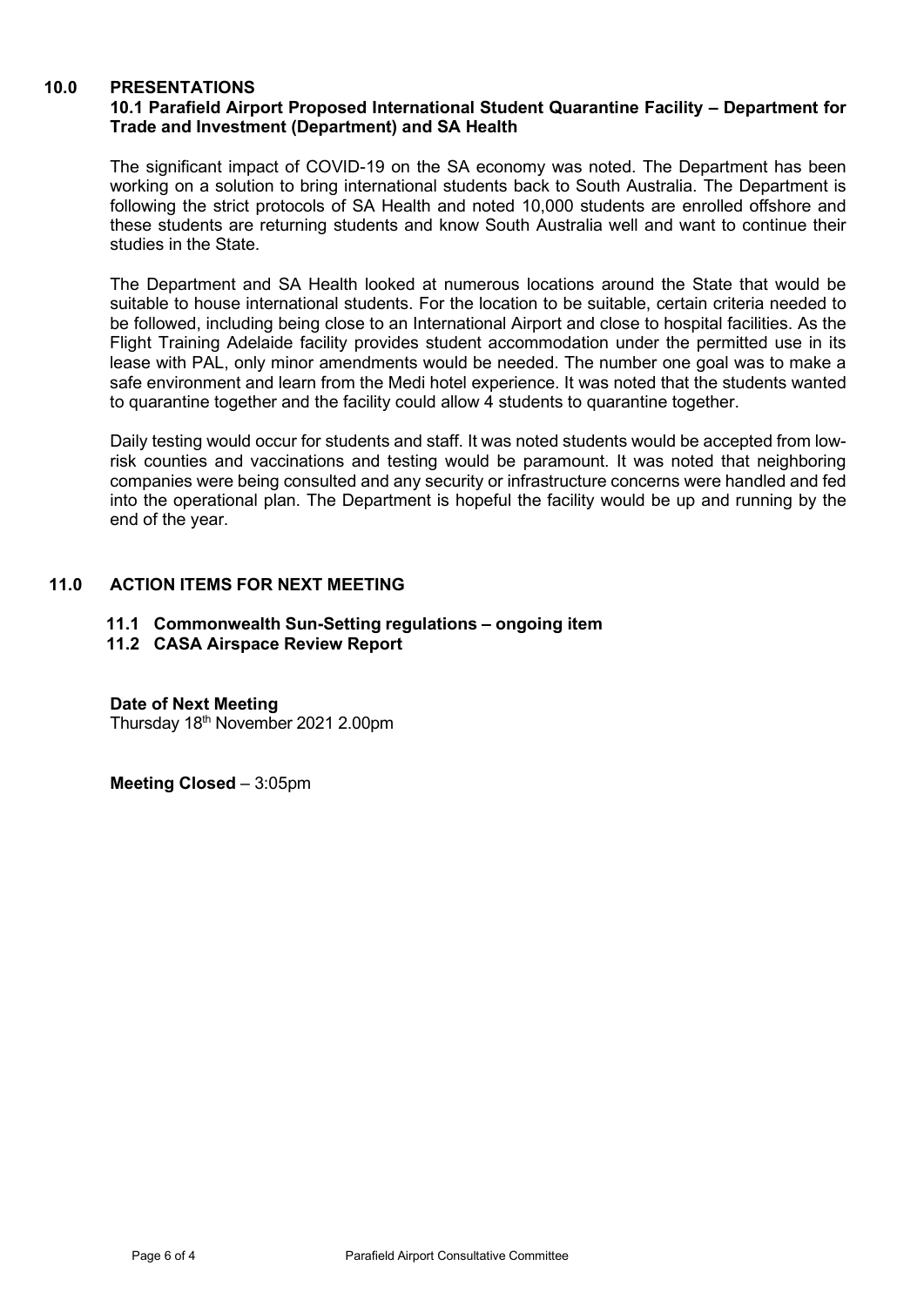## 10.0 PRESENTATIONS

### 10.1 Parafield Airport Proposed International Student Quarantine Facility – Department for Trade and Investment (Department) and SA Health

The significant impact of COVID-19 on the SA economy was noted. The Department has been working on a solution to bring international students back to South Australia. The Department is following the strict protocols of SA Health and noted 10,000 students are enrolled offshore and these students are returning students and know South Australia well and want to continue their studies in the State.

The Department and SA Health looked at numerous locations around the State that would be suitable to house international students. For the location to be suitable, certain criteria needed to be followed, including being close to an International Airport and close to hospital facilities. As the Flight Training Adelaide facility provides student accommodation under the permitted use in its lease with PAL, only minor amendments would be needed. The number one goal was to make a safe environment and learn from the Medi hotel experience. It was noted that the students wanted to quarantine together and the facility could allow 4 students to quarantine together.

Daily testing would occur for students and staff. It was noted students would be accepted from low-risk counties and vaccinations and testing would be paramount. It was noted that neighboring companies were being consulted and any security or infrastructure concerns were handled and fed into the operational plan. The Department is hopeful the facility would be up and running by the end of the year.

## 11.0 ACTION ITEMS FOR NEXT MEETING

**11.1 Commonwealth Sun-Setting regulations – ongoing item**

**11.2 CASA Airspace Review Report**

**Date of Next Meeting**

Thursday 18th November 2021 2.00pm

**Meeting Closed** – 3:05pm